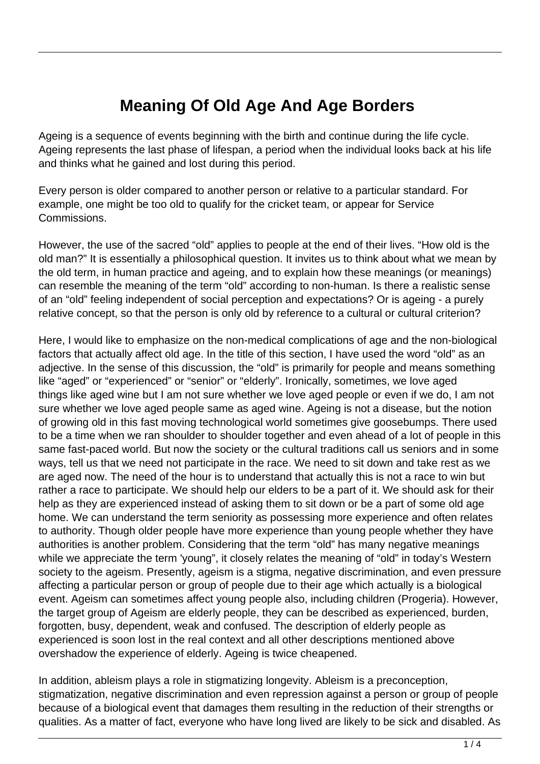# Meaning Of Old Age And Age Borders

Ageing is a sequence of events beginning with the birth and continue during the life cycle. Ageing represents the last phase of lifespan, a period when the individual looks back at his life and thinks what he gained and lost during this period.

Every person is older compared to another person or relative to a particular standard. For example, one might be too old to qualify for the cricket team, or appear for Service Commissions.

However, the use of the sacred "old" applies to people at the end of their lives. "How old is the old man?" It is essentially a philosophical question. It invites us to think about what we mean by the old term, in human practice and ageing, and to explain how these meanings (or meanings) can resemble the meaning of the term "old" according to non-human. Is there a realistic sense of an "old" feeling independent of social perception and expectations? Or is ageing - a purely relative concept, so that the person is only old by reference to a cultural or cultural criterion?

Here, I would like to emphasize on the non-medical complications of age and the non-biological factors that actually affect old age. In the title of this section, I have used the word "old" as an adjective. In the sense of this discussion, the "old" is primarily for people and means something like "aged" or "experienced" or "senior" or "elderly". Ironically, sometimes, we love aged things like aged wine but I am not sure whether we love aged people or even if we do, I am not sure whether we love aged people same as aged wine. Ageing is not a disease, but the notion of growing old in this fast moving technological world sometimes give goosebumps. There used to be a time when we ran shoulder to shoulder together and even ahead of a lot of people in this same fast-paced world. But now the society or the cultural traditions call us seniors and in some ways, tell us that we need not participate in the race. We need to sit down and take rest as we are aged now. The need of the hour is to understand that actually this is not a race to win but rather a race to participate. We should help our elders to be a part of it. We should ask for their help as they are experienced instead of asking them to sit down or be a part of some old age home. We can understand the term seniority as possessing more experience and often relates to authority. Though older people have more experience than young people whether they have authorities is another problem. Considering that the term "old" has many negative meanings while we appreciate the term 'young", it closely relates the meaning of "old" in today's Western society to the ageism. Presently, ageism is a stigma, negative discrimination, and even pressure affecting a particular person or group of people due to their age which actually is a biological event. Ageism can sometimes affect young people also, including children (Progeria). However, the target group of Ageism are elderly people, they can be described as experienced, burden, forgotten, busy, dependent, weak and confused. The description of elderly people as experienced is soon lost in the real context and all other descriptions mentioned above overshadow the experience of elderly. Ageing is twice cheapened.

In addition, ableism plays a role in stigmatizing longevity. Ableism is a preconception, stigmatization, negative discrimination and even repression against a person or group of people because of a biological event that damages them resulting in the reduction of their strengths or qualities. As a matter of fact, everyone who have long lived are likely to be sick and disabled. As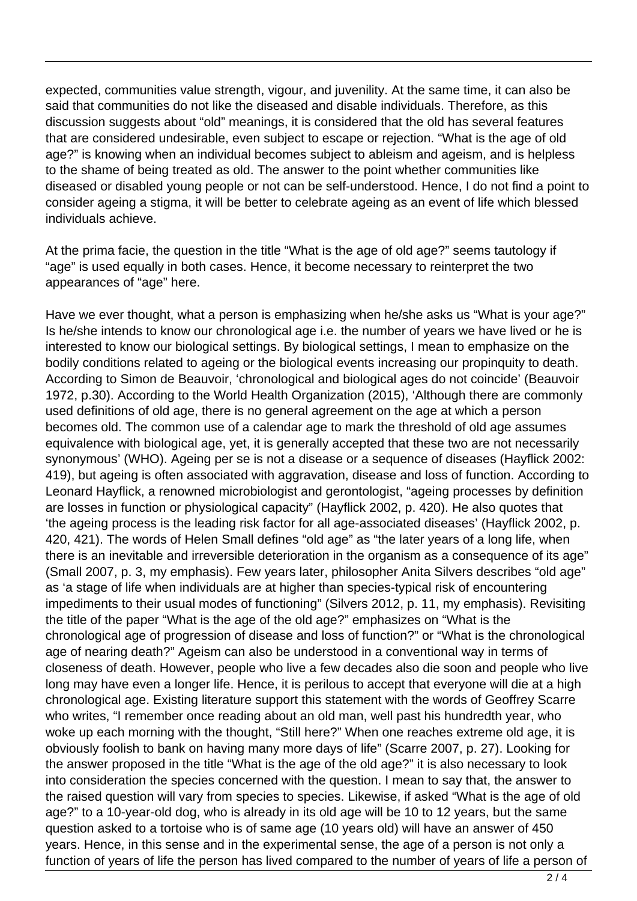expected, communities value strength, vigour, and juvenility. At the same time, it can also be said that communities do not like the diseased and disable individuals. Therefore, as this discussion suggests about "old" meanings, it is considered that the old has several features that are considered undesirable, even subject to escape or rejection. "What is the age of old age?" is knowing when an individual becomes subject to ableism and ageism, and is helpless to the shame of being treated as old. The answer to the point whether communities like diseased or disabled young people or not can be self-understood. Hence, I do not find a point to consider ageing a stigma, it will be better to celebrate ageing as an event of life which blessed individuals achieve.

At the prima facie, the question in the title "What is the age of old age?" seems tautology if "age" is used equally in both cases. Hence, it become necessary to reinterpret the two appearances of "age" here.

Have we ever thought, what a person is emphasizing when he/she asks us "What is your age?" Is he/she intends to know our chronological age i.e. the number of years we have lived or he is interested to know our biological settings. By biological settings, I mean to emphasize on the bodily conditions related to ageing or the biological events increasing our propinquity to death. According to Simon de Beauvoir, 'chronological and biological ages do not coincide' (Beauvoir 1972, p.30). According to the World Health Organization (2015), 'Although there are commonly used definitions of old age, there is no general agreement on the age at which a person becomes old. The common use of a calendar age to mark the threshold of old age assumes equivalence with biological age, yet, it is generally accepted that these two are not necessarily synonymous' (WHO). Ageing per se is not a disease or a sequence of diseases (Hayflick 2002: 419), but ageing is often associated with aggravation, disease and loss of function. According to Leonard Hayflick, a renowned microbiologist and gerontologist, "ageing processes by definition are losses in function or physiological capacity" (Hayflick 2002, p. 420). He also quotes that 'the ageing process is the leading risk factor for all age-associated diseases' (Hayflick 2002, p. 420, 421). The words of Helen Small defines "old age" as "the later years of a long life, when there is an inevitable and irreversible deterioration in the organism as a consequence of its age" (Small 2007, p. 3, my emphasis). Few years later, philosopher Anita Silvers describes "old age" as 'a stage of life when individuals are at higher than species-typical risk of encountering impediments to their usual modes of functioning" (Silvers 2012, p. 11, my emphasis). Revisiting the title of the paper "What is the age of the old age?" emphasizes on "What is the chronological age of progression of disease and loss of function?" or "What is the chronological age of nearing death?" Ageism can also be understood in a conventional way in terms of closeness of death. However, people who live a few decades also die soon and people who live long may have even a longer life. Hence, it is perilous to accept that everyone will die at a high chronological age. Existing literature support this statement with the words of Geoffrey Scarre who writes, "I remember once reading about an old man, well past his hundredth year, who woke up each morning with the thought, "Still here?" When one reaches extreme old age, it is obviously foolish to bank on having many more days of life" (Scarre 2007, p. 27). Looking for the answer proposed in the title "What is the age of the old age?" it is also necessary to look into consideration the species concerned with the question. I mean to say that, the answer to the raised question will vary from species to species. Likewise, if asked "What is the age of old age?" to a 10-year-old dog, who is already in its old age will be 10 to 12 years, but the same question asked to a tortoise who is of same age (10 years old) will have an answer of 450 years. Hence, in this sense and in the experimental sense, the age of a person is not only a function of years of life the person has lived compared to the number of years of life a person of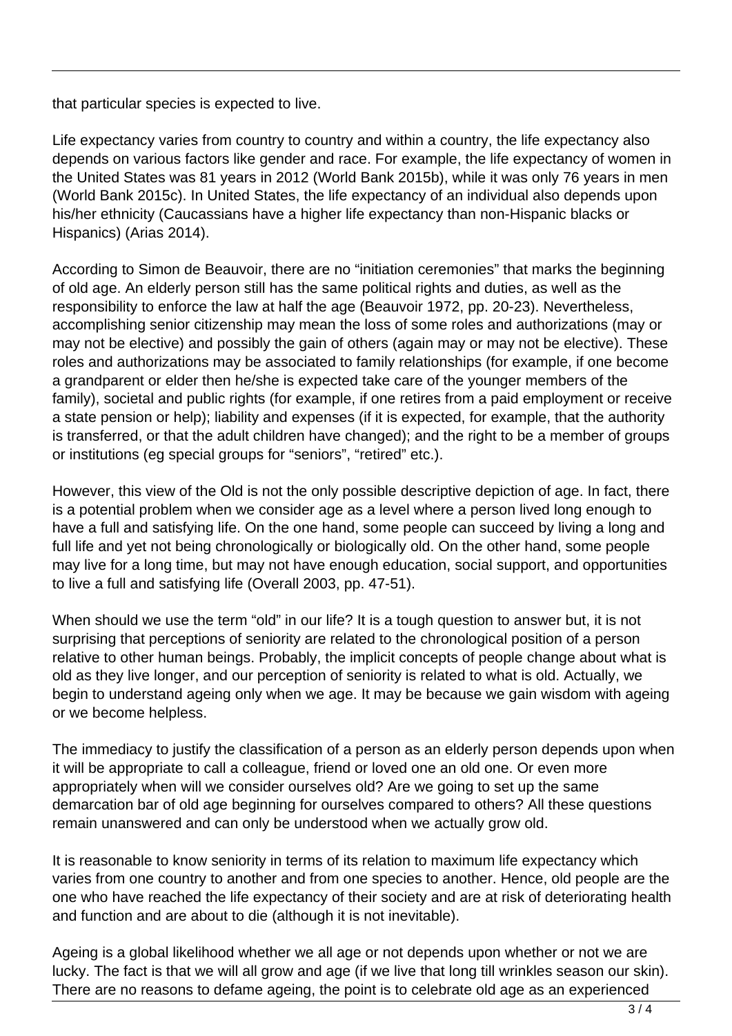that particular species is expected to live.

Life expectancy varies from country to country and within a country, the life expectancy also depends on various factors like gender and race. For example, the life expectancy of women in the United States was 81 years in 2012 (World Bank 2015b), while it was only 76 years in men (World Bank 2015c). In United States, the life expectancy of an individual also depends upon his/her ethnicity (Caucassians have a higher life expectancy than non-Hispanic blacks or Hispanics) (Arias 2014).

According to Simon de Beauvoir, there are no "initiation ceremonies" that marks the beginning of old age. An elderly person still has the same political rights and duties, as well as the responsibility to enforce the law at half the age (Beauvoir 1972, pp. 20-23). Nevertheless, accomplishing senior citizenship may mean the loss of some roles and authorizations (may or may not be elective) and possibly the gain of others (again may or may not be elective). These roles and authorizations may be associated to family relationships (for example, if one become a grandparent or elder then he/she is expected take care of the younger members of the family), societal and public rights (for example, if one retires from a paid employment or receive a state pension or help); liability and expenses (if it is expected, for example, that the authority is transferred, or that the adult children have changed); and the right to be a member of groups or institutions (eg special groups for "seniors", "retired" etc.).

However, this view of the Old is not the only possible descriptive depiction of age. In fact, there is a potential problem when we consider age as a level where a person lived long enough to have a full and satisfying life. On the one hand, some people can succeed by living a long and full life and yet not being chronologically or biologically old. On the other hand, some people may live for a long time, but may not have enough education, social support, and opportunities to live a full and satisfying life (Overall 2003, pp. 47-51).

When should we use the term "old" in our life? It is a tough question to answer but, it is not surprising that perceptions of seniority are related to the chronological position of a person relative to other human beings. Probably, the implicit concepts of people change about what is old as they live longer, and our perception of seniority is related to what is old. Actually, we begin to understand ageing only when we age. It may be because we gain wisdom with ageing or we become helpless.

The immediacy to justify the classification of a person as an elderly person depends upon when it will be appropriate to call a colleague, friend or loved one an old one. Or even more appropriately when will we consider ourselves old? Are we going to set up the same demarcation bar of old age beginning for ourselves compared to others? All these questions remain unanswered and can only be understood when we actually grow old.

It is reasonable to know seniority in terms of its relation to maximum life expectancy which varies from one country to another and from one species to another. Hence, old people are the one who have reached the life expectancy of their society and are at risk of deteriorating health and function and are about to die (although it is not inevitable).

Ageing is a global likelihood whether we all age or not depends upon whether or not we are lucky. The fact is that we will all grow and age (if we live that long till wrinkles season our skin). There are no reasons to defame ageing, the point is to celebrate old age as an experienced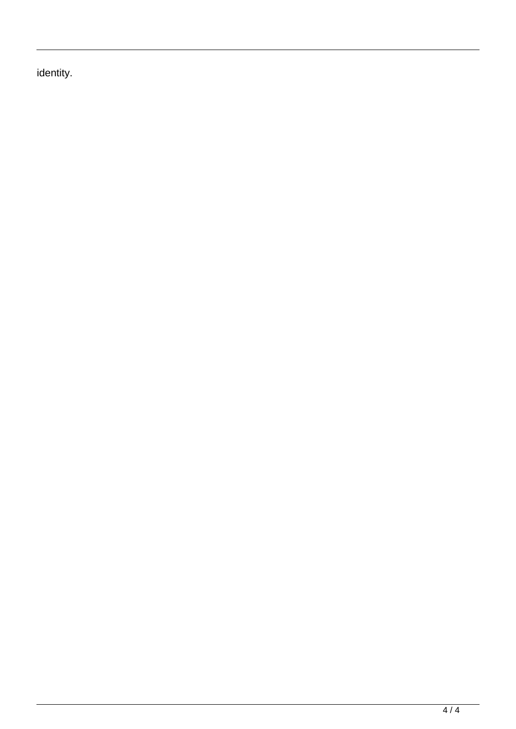identity.